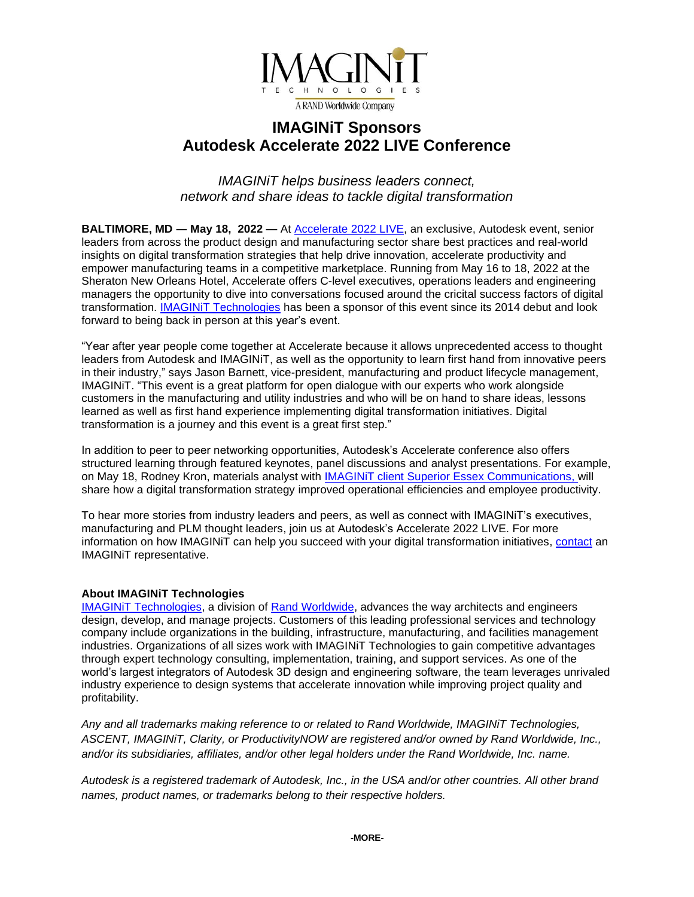# IMAGINiT Sponsors Autodesk Accelerate 2022 LIVE Conference

*IMAGINiT helps business leaders connect, network and share ideas to tackle digital transformation*

**BALTIMORE, MD — May 18, 2022 —** At Accelerate 2022 LIVE, an exclusive, Autodesk event, senior leaders from across the product design and manufacturing sector share best practices and real-world insights on digital transformation strategies that help drive innovation, accelerate productivity and empower manufacturing teams in a competitive marketplace. Running from May 16 to 18, 2022 at the Sheraton New Orleans Hotel, Accelerate offers C-level executives, operations leaders and engineering managers the opportunity to dive into conversations focused around the cricital success factors of digital transformation. IMAGINiT Technologies has been a sponsor of this event since its 2014 debut and look forward to being back in person at this year's event.

"Year after year people come together at Accelerate because it allows unprecedented access to thought leaders from Autodesk and IMAGINiT, as well as the opportunity to learn first hand from innovative peers in their industry," says Jason Barnett, vice-president, manufacturing and product lifecycle management, IMAGINiT. "This event is a great platform for open dialogue with our experts who work alongside customers in the manufacturing and utility industries and who will be on hand to share ideas, lessons learned as well as first hand experience implementing digital transformation initiatives. Digital transformation is a journey and this event is a great first step."

In addition to peer to peer networking opportunities, Autodesk's Accelerate conference also offers structured learning through featured keynotes, panel discussions and analyst presentations. For example, on May 18, Rodney Kron, materials analyst with IMAGINiT client Superior Essex Communications, will share how a digital transformation strategy improved operational efficiencies and employee productivity.

To hear more stories from industry leaders and peers, as well as connect with IMAGINiT's executives, manufacturing and PLM thought leaders, join us at Autodesk's Accelerate 2022 LIVE. For more information on how IMAGINiT can help you succeed with your digital transformation initiatives, contact an IMAGINiT representative.

**About IMAGINiT Technologies**

IMAGINiT Technologies, a division of Rand Worldwide, advances the way architects and engineers design, develop, and manage projects. Customers of this leading professional services and technology company include organizations in the building, infrastructure, manufacturing, and facilities management industries. Organizations of all sizes work with IMAGINiT Technologies to gain competitive advantages through expert technology consulting, implementation, training, and support services. As one of the world's largest integrators of Autodesk 3D design and engineering software, the team leverages unrivaled industry experience to design systems that accelerate innovation while improving project quality and profitability.

*Any and all trademarks making reference to or related to Rand Worldwide, IMAGINiT Technologies, ASCENT, IMAGINiT, Clarity, or ProductivityNOW are registered and/or owned by Rand Worldwide, Inc., and/or its subsidiaries, affiliates, and/or other legal holders under the Rand Worldwide, Inc. name.*

*Autodesk is a registered trademark of Autodesk, Inc., in the USA and/or other countries. All other brand names, product names, or trademarks belong to their respective holders.*

-MORE-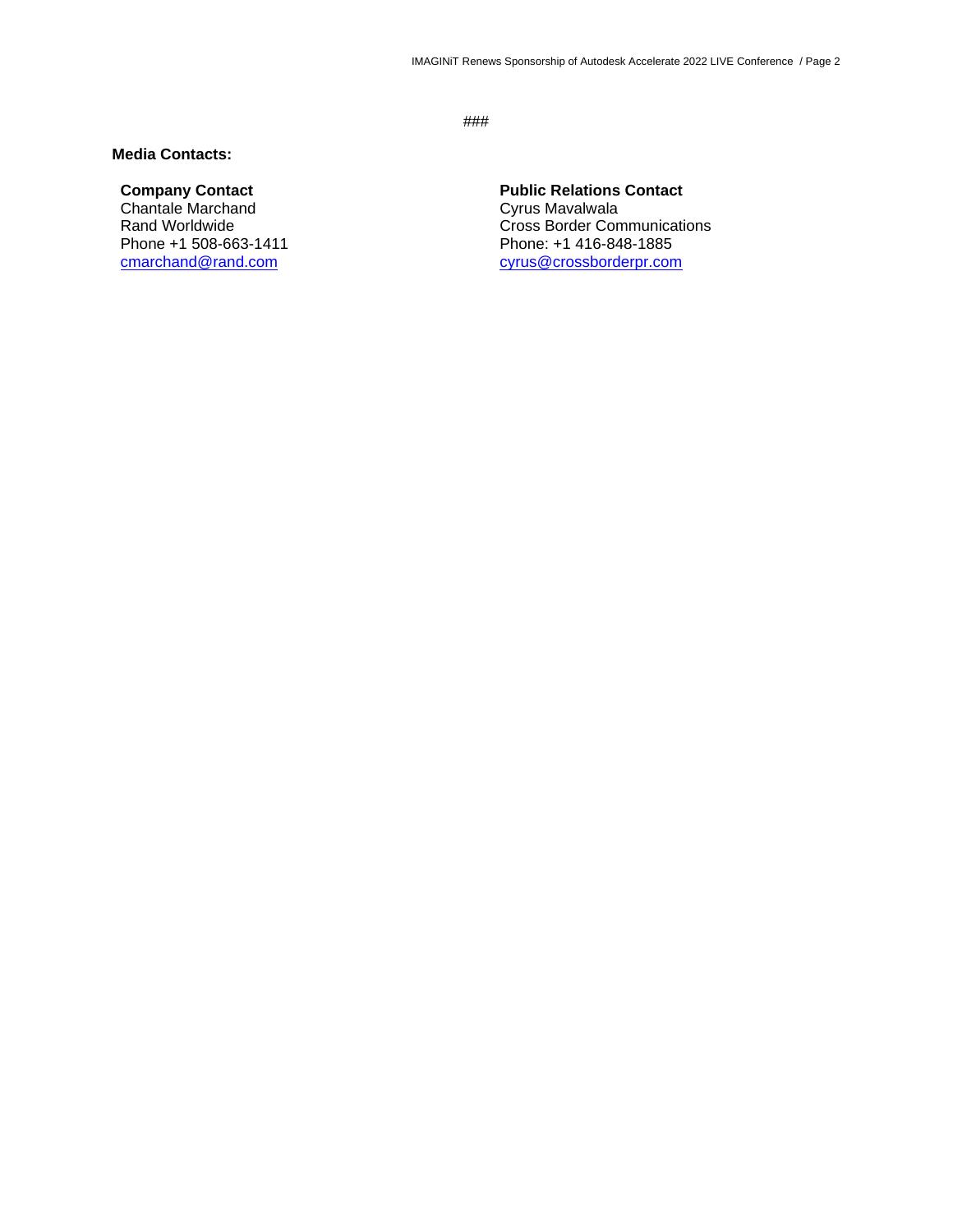###

**Media Contacts:**

**Company Contact**
Chantale Marchand
Rand Worldwide
Phone +1 508-663-1411
cmarchand@rand.com

**Public Relations Contact**
Cyrus Mavalwala
Cross Border Communications
Phone: +1 416-848-1885
cyrus@crossborderpr.com